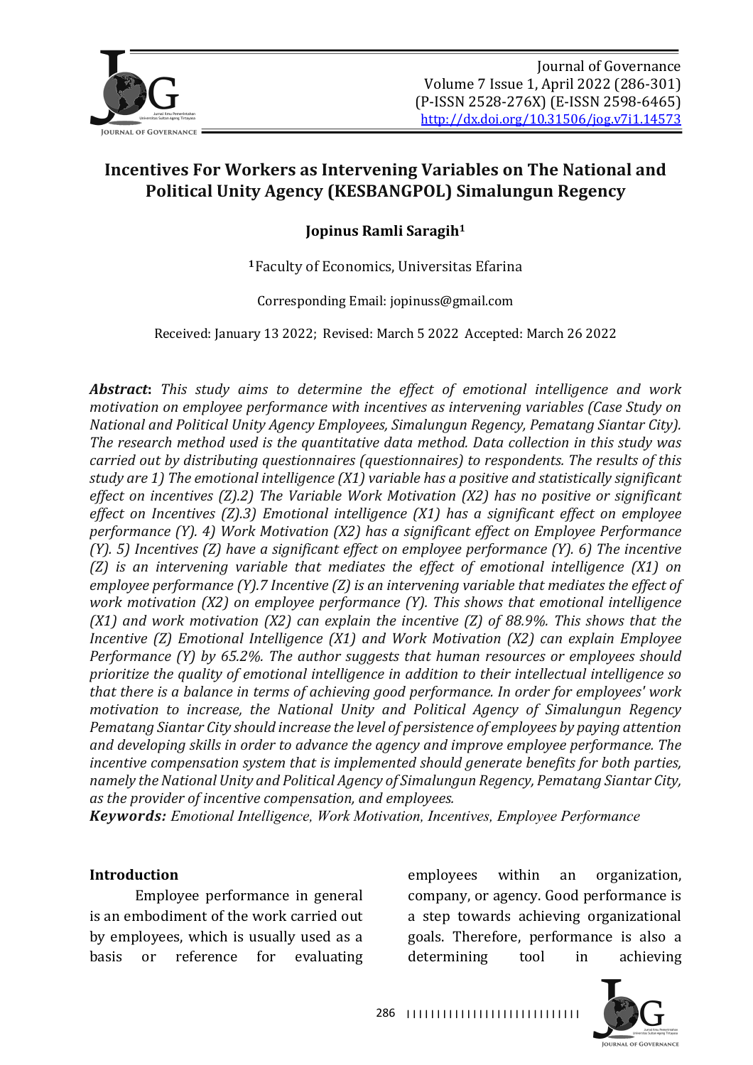# Incentives For Workers as Intervening Variables on The National and Political Unity Agency (KESBANGPOL) Simalungun Regency

**Jopinus Ramli Saragih[1]**

[1]Faculty of Economics, Universitas Efarina

Corresponding Email: jopinuss@gmail.com

Received: January 13 2022; Revised: March 5 2022 Accepted: March 26 2022

***Abstract*****:** *This study aims to determine the effect of emotional intelligence and work motivation on employee performance with incentives as intervening variables (Case Study on National and Political Unity Agency Employees, Simalungun Regency, Pematang Siantar City). The research method used is the quantitative data method. Data collection in this study was carried out by distributing questionnaires (questionnaires) to respondents. The results of this study are 1) The emotional intelligence (X1) variable has a positive and statistically significant effect on incentives (Z).2) The Variable Work Motivation (X2) has no positive or significant effect on Incentives (Z).3) Emotional intelligence (X1) has a significant effect on employee performance (Y). 4) Work Motivation (X2) has a significant effect on Employee Performance (Y). 5) Incentives (Z) have a significant effect on employee performance (Y). 6) The incentive (Z) is an intervening variable that mediates the effect of emotional intelligence (X1) on employee performance (Y).7 Incentive (Z) is an intervening variable that mediates the effect of work motivation (X2) on employee performance (Y). This shows that emotional intelligence (X1) and work motivation (X2) can explain the incentive (Z) of 88.9%. This shows that the Incentive (Z) Emotional Intelligence (X1) and Work Motivation (X2) can explain Employee Performance (Y) by 65.2%. The author suggests that human resources or employees should prioritize the quality of emotional intelligence in addition to their intellectual intelligence so that there is a balance in terms of achieving good performance. In order for employees' work motivation to increase, the National Unity and Political Agency of Simalungun Regency Pematang Siantar City should increase the level of persistence of employees by paying attention and developing skills in order to advance the agency and improve employee performance. The incentive compensation system that is implemented should generate benefits for both parties, namely the National Unity and Political Agency of Simalungun Regency, Pematang Siantar City, as the provider of incentive compensation, and employees.*

***Keywords:*** *Emotional Intelligence, Work Motivation, Incentives, Employee Performance*

## Introduction

Employee performance in general is an embodiment of the work carried out by employees, which is usually used as a basis or reference for evaluating employees within an organization, company, or agency. Good performance is a step towards achieving organizational goals. Therefore, performance is also a determining tool in achieving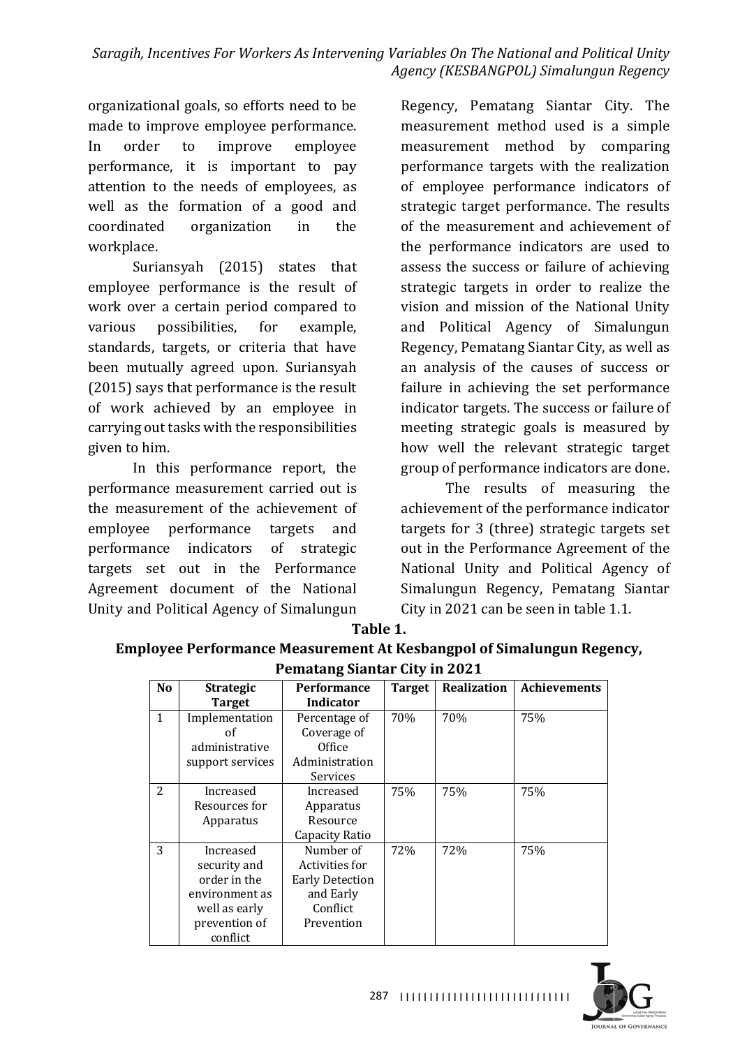organizational goals, so efforts need to be made to improve employee performance. In order to improve employee performance, it is important to pay attention to the needs of employees, as well as the formation of a good and coordinated organization in the workplace.

Suriansyah (2015) states that employee performance is the result of work over a certain period compared to various possibilities, for example, standards, targets, or criteria that have been mutually agreed upon. Suriansyah (2015) says that performance is the result of work achieved by an employee in carrying out tasks with the responsibilities given to him.

In this performance report, the performance measurement carried out is the measurement of the achievement of employee performance targets and performance indicators of strategic targets set out in the Performance Agreement document of the National Unity and Political Agency of Simalungun Regency, Pematang Siantar City. The measurement method used is a simple measurement method by comparing performance targets with the realization of employee performance indicators of strategic target performance. The results of the measurement and achievement of the performance indicators are used to assess the success or failure of achieving strategic targets in order to realize the vision and mission of the National Unity and Political Agency of Simalungun Regency, Pematang Siantar City, as well as an analysis of the causes of success or failure in achieving the set performance indicator targets. The success or failure of meeting strategic goals is measured by how well the relevant strategic target group of performance indicators are done.

The results of measuring the achievement of the performance indicator targets for 3 (three) strategic targets set out in the Performance Agreement of the National Unity and Political Agency of Simalungun Regency, Pematang Siantar City in 2021 can be seen in table 1.1.

**Table 1.**
**Employee Performance Measurement At Kesbangpol of Simalungun Regency, Pematang Siantar City in 2021**

| No | Strategic Target | Performance Indicator | Target | Realization | Achievements |
|---|---|---|---|---|---|
| 1 | Implementation of administrative support services | Percentage of Coverage of Office Administration Services | 70% | 70% | 75% |
| 2 | Increased Resources for Apparatus | Increased Apparatus Resource Capacity Ratio | 75% | 75% | 75% |
| 3 | Increased security and order in the environment as well as early prevention of conflict | Number of Activities for Early Detection and Early Conflict Prevention | 72% | 72% | 75% |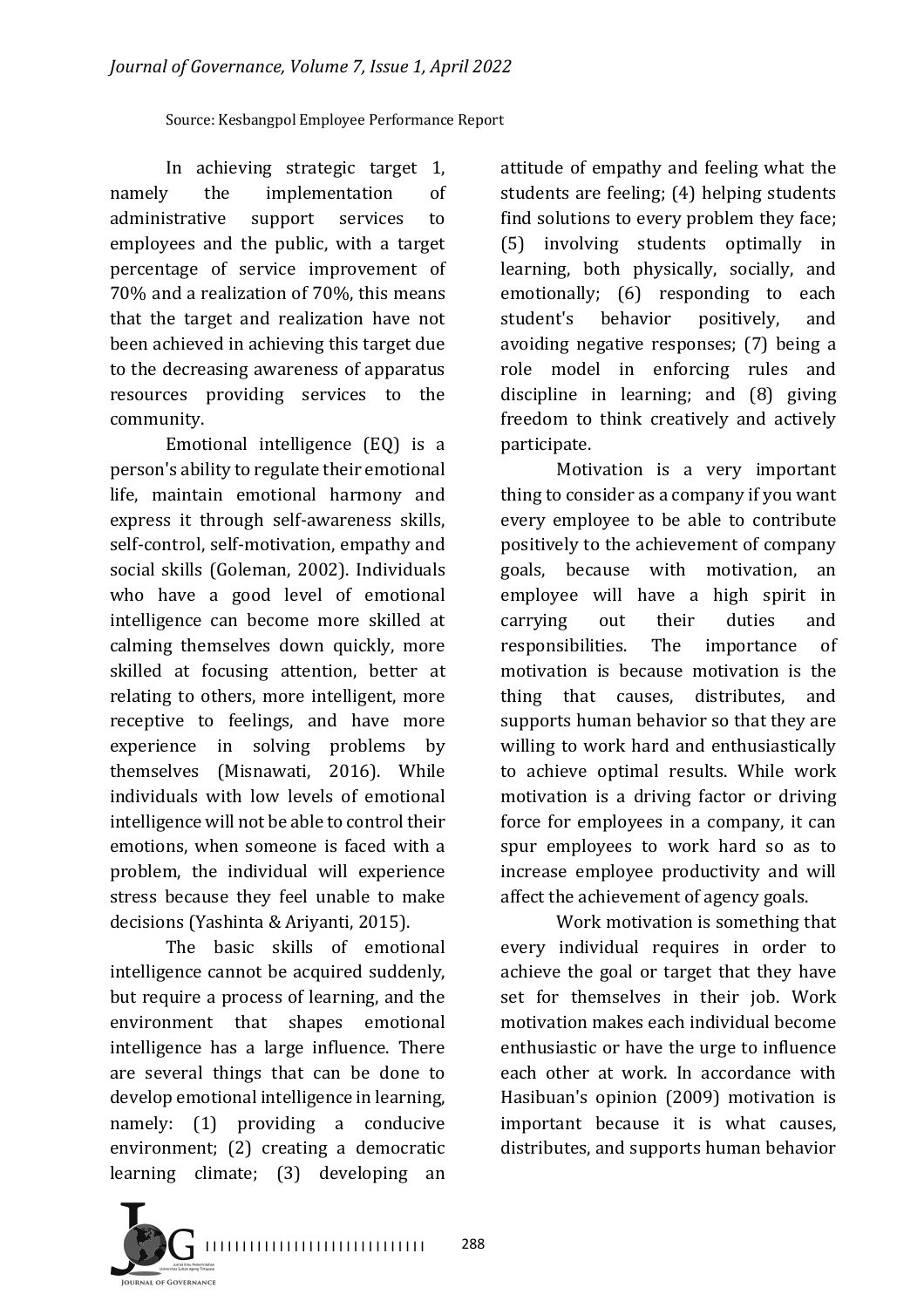Source: Kesbangpol Employee Performance Report

In achieving strategic target 1, namely the implementation of administrative support services to employees and the public, with a target percentage of service improvement of 70% and a realization of 70%, this means that the target and realization have not been achieved in achieving this target due to the decreasing awareness of apparatus resources providing services to the community.

Emotional intelligence (EQ) is a person's ability to regulate their emotional life, maintain emotional harmony and express it through self-awareness skills, self-control, self-motivation, empathy and social skills (Goleman, 2002). Individuals who have a good level of emotional intelligence can become more skilled at calming themselves down quickly, more skilled at focusing attention, better at relating to others, more intelligent, more receptive to feelings, and have more experience in solving problems by themselves (Misnawati, 2016). While individuals with low levels of emotional intelligence will not be able to control their emotions, when someone is faced with a problem, the individual will experience stress because they feel unable to make decisions (Yashinta & Ariyanti, 2015).

The basic skills of emotional intelligence cannot be acquired suddenly, but require a process of learning, and the environment that shapes emotional intelligence has a large influence. There are several things that can be done to develop emotional intelligence in learning, namely: (1) providing a conducive environment; (2) creating a democratic learning climate; (3) developing an attitude of empathy and feeling what the students are feeling; (4) helping students find solutions to every problem they face; (5) involving students optimally in learning, both physically, socially, and emotionally; (6) responding to each student's behavior positively, and avoiding negative responses; (7) being a role model in enforcing rules and discipline in learning; and (8) giving freedom to think creatively and actively participate.

Motivation is a very important thing to consider as a company if you want every employee to be able to contribute positively to the achievement of company goals, because with motivation, an employee will have a high spirit in carrying out their duties and responsibilities. The importance of motivation is because motivation is the thing that causes, distributes, and supports human behavior so that they are willing to work hard and enthusiastically to achieve optimal results. While work motivation is a driving factor or driving force for employees in a company, it can spur employees to work hard so as to increase employee productivity and will affect the achievement of agency goals.

Work motivation is something that every individual requires in order to achieve the goal or target that they have set for themselves in their job. Work motivation makes each individual become enthusiastic or have the urge to influence each other at work. In accordance with Hasibuan's opinion (2009) motivation is important because it is what causes, distributes, and supports human behavior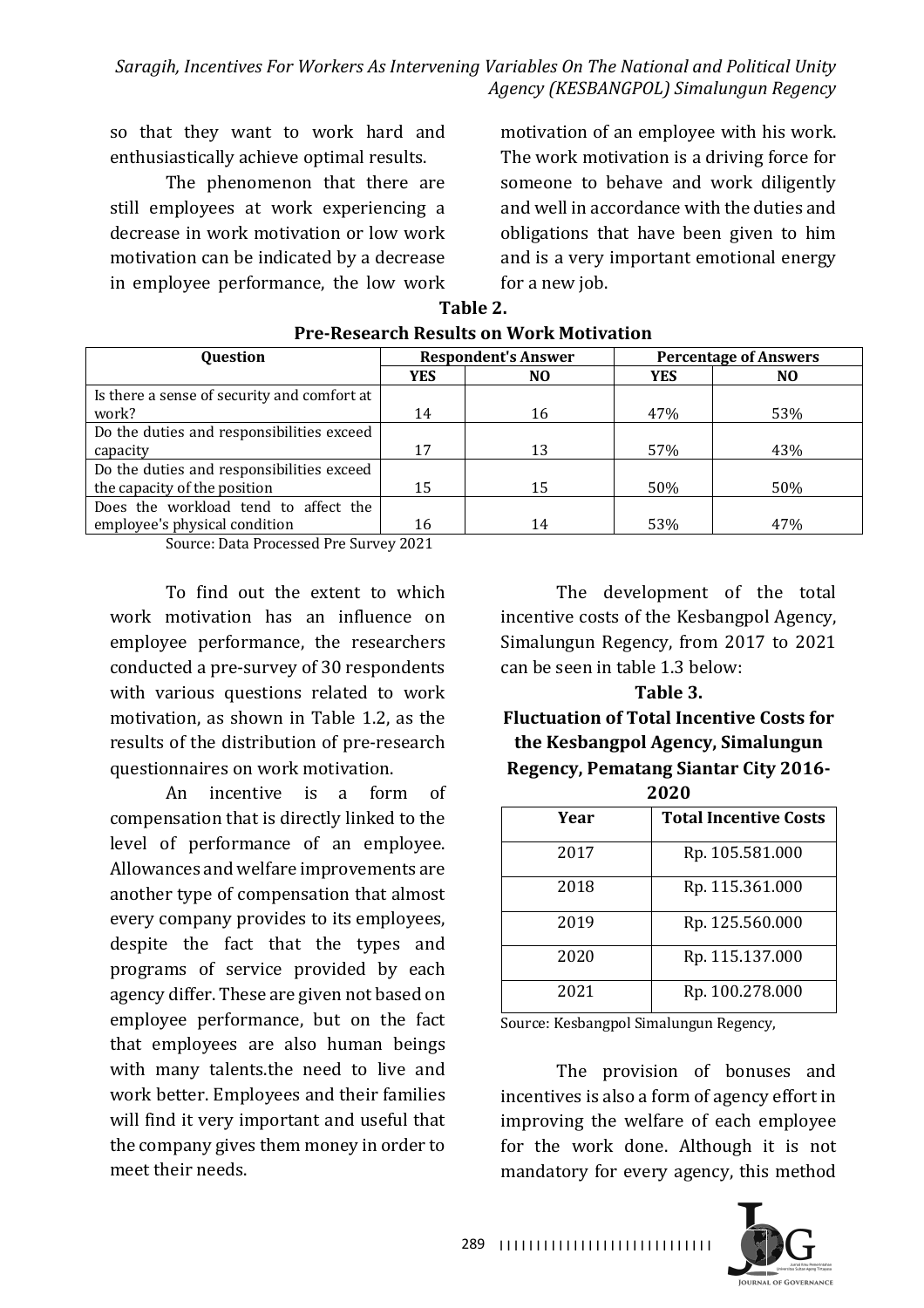so that they want to work hard and enthusiastically achieve optimal results.

The phenomenon that there are still employees at work experiencing a decrease in work motivation or low work motivation can be indicated by a decrease in employee performance, the low work motivation of an employee with his work. The work motivation is a driving force for someone to behave and work diligently and well in accordance with the duties and obligations that have been given to him and is a very important emotional energy for a new job.

**Table 2.**
**Pre-Research Results on Work Motivation**

| Question | Respondent's Answer | | Percentage of Answers | |
|---|---|---|---|---|
| | YES | NO | YES | NO |
| Is there a sense of security and comfort at work? | 14 | 16 | 47% | 53% |
| Do the duties and responsibilities exceed capacity | 17 | 13 | 57% | 43% |
| Do the duties and responsibilities exceed the capacity of the position | 15 | 15 | 50% | 50% |
| Does the workload tend to affect the employee's physical condition | 16 | 14 | 53% | 47% |

Source: Data Processed Pre Survey 2021

To find out the extent to which work motivation has an influence on employee performance, the researchers conducted a pre-survey of 30 respondents with various questions related to work motivation, as shown in Table 1.2, as the results of the distribution of pre-research questionnaires on work motivation.

An incentive is a form of compensation that is directly linked to the level of performance of an employee. Allowances and welfare improvements are another type of compensation that almost every company provides to its employees, despite the fact that the types and programs of service provided by each agency differ. These are given not based on employee performance, but on the fact that employees are also human beings with many talents.the need to live and work better. Employees and their families will find it very important and useful that the company gives them money in order to meet their needs.

The development of the total incentive costs of the Kesbangpol Agency, Simalungun Regency, from 2017 to 2021 can be seen in table 1.3 below:

**Table 3.**
**Fluctuation of Total Incentive Costs for the Kesbangpol Agency, Simalungun Regency, Pematang Siantar City 2016-2020**

| Year | Total Incentive Costs |
|---|---|
| 2017 | Rp. 105.581.000 |
| 2018 | Rp. 115.361.000 |
| 2019 | Rp. 125.560.000 |
| 2020 | Rp. 115.137.000 |
| 2021 | Rp. 100.278.000 |

Source: Kesbangpol Simalungun Regency,

The provision of bonuses and incentives is also a form of agency effort in improving the welfare of each employee for the work done. Although it is not mandatory for every agency, this method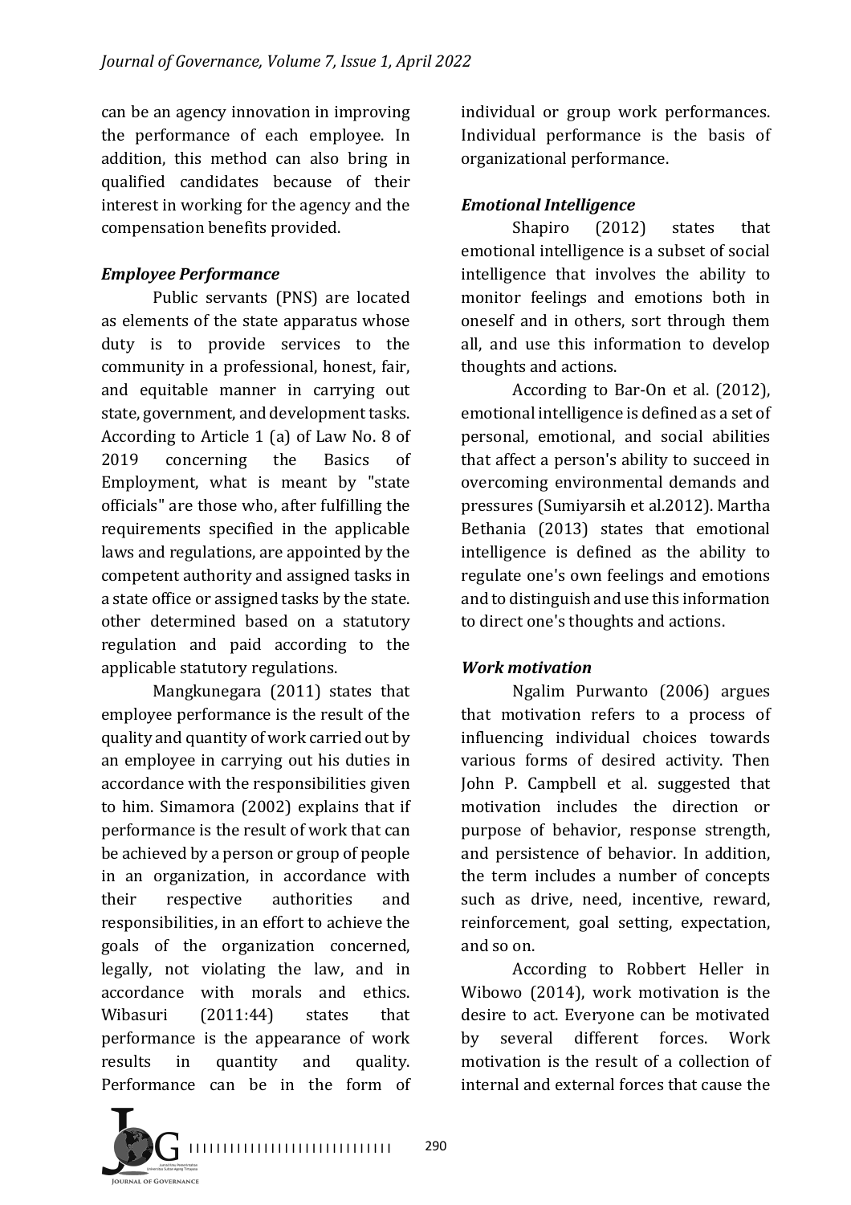can be an agency innovation in improving the performance of each employee. In addition, this method can also bring in qualified candidates because of their interest in working for the agency and the compensation benefits provided.

### *Employee Performance*

Public servants (PNS) are located as elements of the state apparatus whose duty is to provide services to the community in a professional, honest, fair, and equitable manner in carrying out state, government, and development tasks. According to Article 1 (a) of Law No. 8 of 2019 concerning the Basics of Employment, what is meant by "state officials" are those who, after fulfilling the requirements specified in the applicable laws and regulations, are appointed by the competent authority and assigned tasks in a state office or assigned tasks by the state. other determined based on a statutory regulation and paid according to the applicable statutory regulations.

Mangkunegara (2011) states that employee performance is the result of the quality and quantity of work carried out by an employee in carrying out his duties in accordance with the responsibilities given to him. Simamora (2002) explains that if performance is the result of work that can be achieved by a person or group of people in an organization, in accordance with their respective authorities and responsibilities, in an effort to achieve the goals of the organization concerned, legally, not violating the law, and in accordance with morals and ethics. Wibasuri (2011:44) states that performance is the appearance of work results in quantity and quality. Performance can be in the form of individual or group work performances. Individual performance is the basis of organizational performance.

### *Emotional Intelligence*

Shapiro (2012) states that emotional intelligence is a subset of social intelligence that involves the ability to monitor feelings and emotions both in oneself and in others, sort through them all, and use this information to develop thoughts and actions.

According to Bar-On et al. (2012), emotional intelligence is defined as a set of personal, emotional, and social abilities that affect a person's ability to succeed in overcoming environmental demands and pressures (Sumiyarsih et al.2012). Martha Bethania (2013) states that emotional intelligence is defined as the ability to regulate one's own feelings and emotions and to distinguish and use this information to direct one's thoughts and actions.

### *Work motivation*

Ngalim Purwanto (2006) argues that motivation refers to a process of influencing individual choices towards various forms of desired activity. Then John P. Campbell et al. suggested that motivation includes the direction or purpose of behavior, response strength, and persistence of behavior. In addition, the term includes a number of concepts such as drive, need, incentive, reward, reinforcement, goal setting, expectation, and so on.

According to Robbert Heller in Wibowo (2014), work motivation is the desire to act. Everyone can be motivated by several different forces. Work motivation is the result of a collection of internal and external forces that cause the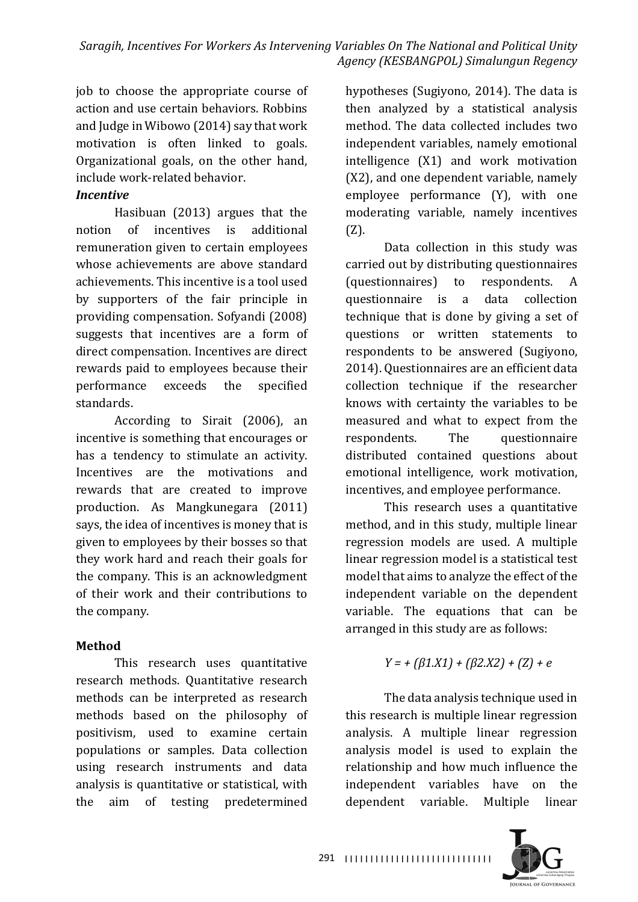job to choose the appropriate course of action and use certain behaviors. Robbins and Judge in Wibowo (2014) say that work motivation is often linked to goals. Organizational goals, on the other hand, include work-related behavior.

***Incentive***

Hasibuan (2013) argues that the notion of incentives is additional remuneration given to certain employees whose achievements are above standard achievements. This incentive is a tool used by supporters of the fair principle in providing compensation. Sofyandi (2008) suggests that incentives are a form of direct compensation. Incentives are direct rewards paid to employees because their performance exceeds the specified standards.

According to Sirait (2006), an incentive is something that encourages or has a tendency to stimulate an activity. Incentives are the motivations and rewards that are created to improve production. As Mangkunegara (2011) says, the idea of incentives is money that is given to employees by their bosses so that they work hard and reach their goals for the company. This is an acknowledgment of their work and their contributions to the company.

**Method**

This research uses quantitative research methods. Quantitative research methods can be interpreted as research methods based on the philosophy of positivism, used to examine certain populations or samples. Data collection using research instruments and data analysis is quantitative or statistical, with the aim of testing predetermined hypotheses (Sugiyono, 2014). The data is then analyzed by a statistical analysis method. The data collected includes two independent variables, namely emotional intelligence (X1) and work motivation (X2), and one dependent variable, namely employee performance (Y), with one moderating variable, namely incentives (Z).

Data collection in this study was carried out by distributing questionnaires (questionnaires) to respondents. A questionnaire is a data collection technique that is done by giving a set of questions or written statements to respondents to be answered (Sugiyono, 2014). Questionnaires are an efficient data collection technique if the researcher knows with certainty the variables to be measured and what to expect from the respondents. The questionnaire distributed contained questions about emotional intelligence, work motivation, incentives, and employee performance.

This research uses a quantitative method, and in this study, multiple linear regression models are used. A multiple linear regression model is a statistical test model that aims to analyze the effect of the independent variable on the dependent variable. The equations that can be arranged in this study are as follows:

$$Y = + (\beta 1.X1) + (\beta 2.X2) + (Z) + e$$

The data analysis technique used in this research is multiple linear regression analysis. A multiple linear regression analysis model is used to explain the relationship and how much influence the independent variables have on the dependent variable. Multiple linear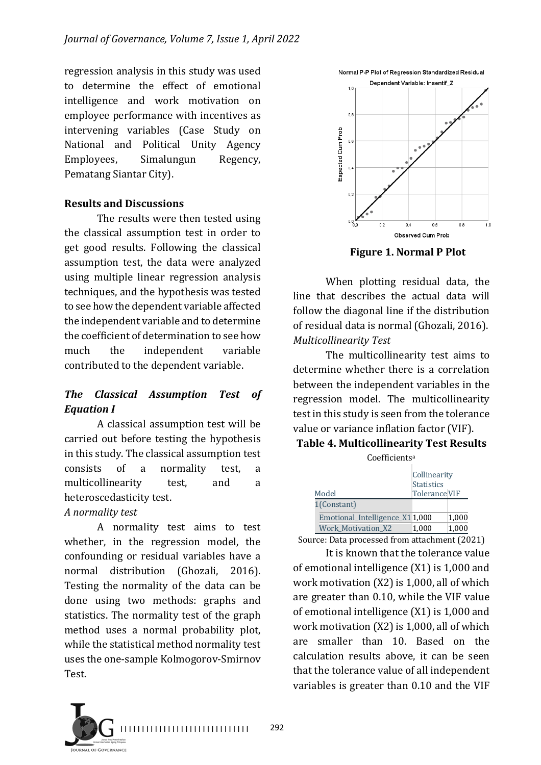regression analysis in this study was used to determine the effect of emotional intelligence and work motivation on employee performance with incentives as intervening variables (Case Study on National and Political Unity Agency Employees, Simalungun Regency, Pematang Siantar City).

## Results and Discussions

The results were then tested using the classical assumption test in order to get good results. Following the classical assumption test, the data were analyzed using multiple linear regression analysis techniques, and the hypothesis was tested to see how the dependent variable affected the independent variable and to determine the coefficient of determination to see how much the independent variable contributed to the dependent variable.

### *The Classical Assumption Test of Equation I*

A classical assumption test will be carried out before testing the hypothesis in this study. The classical assumption test consists of a normality test, a multicollinearity test, and a heteroscedasticity test.

*A normality test*

A normality test aims to test whether, in the regression model, the confounding or residual variables have a normal distribution (Ghozali, 2016). Testing the normality of the data can be done using two methods: graphs and statistics. The normality test of the graph method uses a normal probability plot, while the statistical method normality test uses the one-sample Kolmogorov-Smirnov Test.

**Figure 1. Normal P Plot**

When plotting residual data, the line that describes the actual data will follow the diagonal line if the distribution of residual data is normal (Ghozali, 2016).

*Multicollinearity Test*

The multicollinearity test aims to determine whether there is a correlation between the independent variables in the regression model. The multicollinearity test in this study is seen from the tolerance value or variance inflation factor (VIF).

**Table 4. Multicollinearity Test Results**

Coefficients[a]

| Model | Collinearity Statistics | |
|---|---|---|
| | Tolerance | VIF |
| 1 (Constant) | | |
| Emotional_Intelligence_X1 | 1,000 | 1,000 |
| Work_Motivation_X2 | 1,000 | 1,000 |

Source: Data processed from attachment (2021)

It is known that the tolerance value of emotional intelligence (X1) is 1,000 and work motivation (X2) is 1,000, all of which are greater than 0.10, while the VIF value of emotional intelligence (X1) is 1,000 and work motivation (X2) is 1,000, all of which are smaller than 10. Based on the calculation results above, it can be seen that the tolerance value of all independent variables is greater than 0.10 and the VIF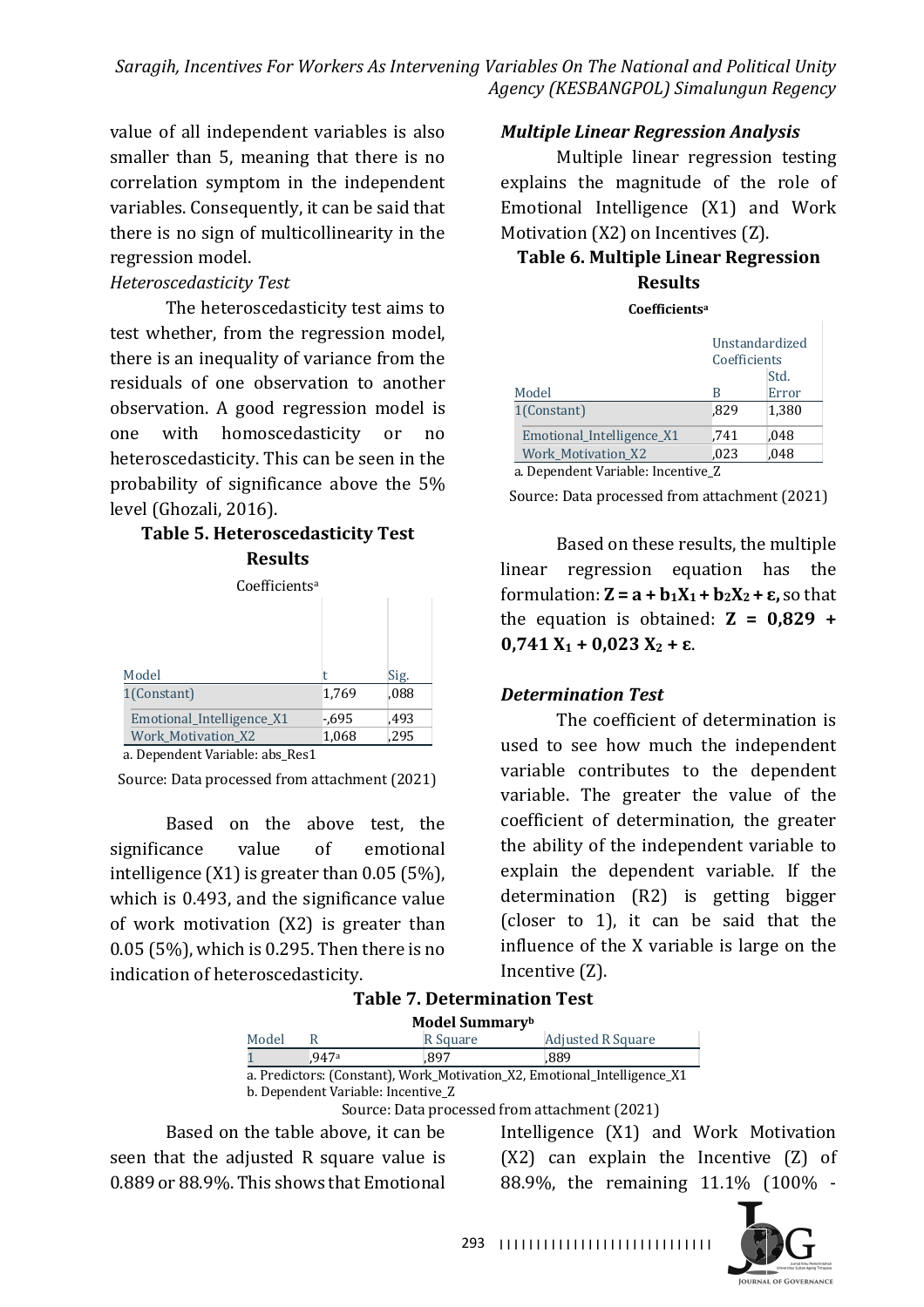value of all independent variables is also smaller than 5, meaning that there is no correlation symptom in the independent variables. Consequently, it can be said that there is no sign of multicollinearity in the regression model.

*Heteroscedasticity Test*

The heteroscedasticity test aims to test whether, from the regression model, there is an inequality of variance from the residuals of one observation to another observation. A good regression model is one with homoscedasticity or no heteroscedasticity. This can be seen in the probability of significance above the 5% level (Ghozali, 2016).

**Table 5. Heteroscedasticity Test Results**

Coefficients[a]

| Model | t | Sig. |
|---|---|---|
| 1(Constant) | 1,769 | ,088 |
| Emotional_Intelligence_X1 | -,695 | ,493 |
| Work_Motivation_X2 | 1,068 | ,295 |

a. Dependent Variable: abs_Res1

Source: Data processed from attachment (2021)

Based on the above test, the significance value of emotional intelligence (X1) is greater than 0.05 (5%), which is 0.493, and the significance value of work motivation (X2) is greater than 0.05 (5%), which is 0.295. Then there is no indication of heteroscedasticity.

***Multiple Linear Regression Analysis***

Multiple linear regression testing explains the magnitude of the role of Emotional Intelligence (X1) and Work Motivation (X2) on Incentives (Z).

**Table 6. Multiple Linear Regression Results**

**Coefficients[a]**

| Model | Unstandardized Coefficients B | Std. Error |
|---|---|---|
| 1(Constant) | ,829 | 1,380 |
| Emotional_Intelligence_X1 | ,741 | ,048 |
| Work_Motivation_X2 | ,023 | ,048 |

a. Dependent Variable: Incentive_Z

Source: Data processed from attachment (2021)

Based on these results, the multiple linear regression equation has the formulation: $\mathbf{Z = a + b_1X_1 + b_2X_2 + \varepsilon}$, so that the equation is obtained: $\mathbf{Z = 0{,}829 + 0{,}741\ X_1 + 0{,}023\ X_2 + \varepsilon}$.

***Determination Test***

The coefficient of determination is used to see how much the independent variable contributes to the dependent variable. The greater the value of the coefficient of determination, the greater the ability of the independent variable to explain the dependent variable. If the determination (R2) is getting bigger (closer to 1), it can be said that the influence of the X variable is large on the Incentive (Z).

**Table 7. Determination Test**

**Model Summary[b]**

| Model | R | R Square | Adjusted R Square |
|---|---|---|---|
| 1 | ,947[a] | ,897 | ,889 |

a. Predictors: (Constant), Work_Motivation_X2, Emotional_Intelligence_X1

b. Dependent Variable: Incentive_Z

Source: Data processed from attachment (2021)

Based on the table above, it can be seen that the adjusted R square value is 0.889 or 88.9%. This shows that Emotional Intelligence (X1) and Work Motivation (X2) can explain the Incentive (Z) of 88.9%, the remaining 11.1% (100% -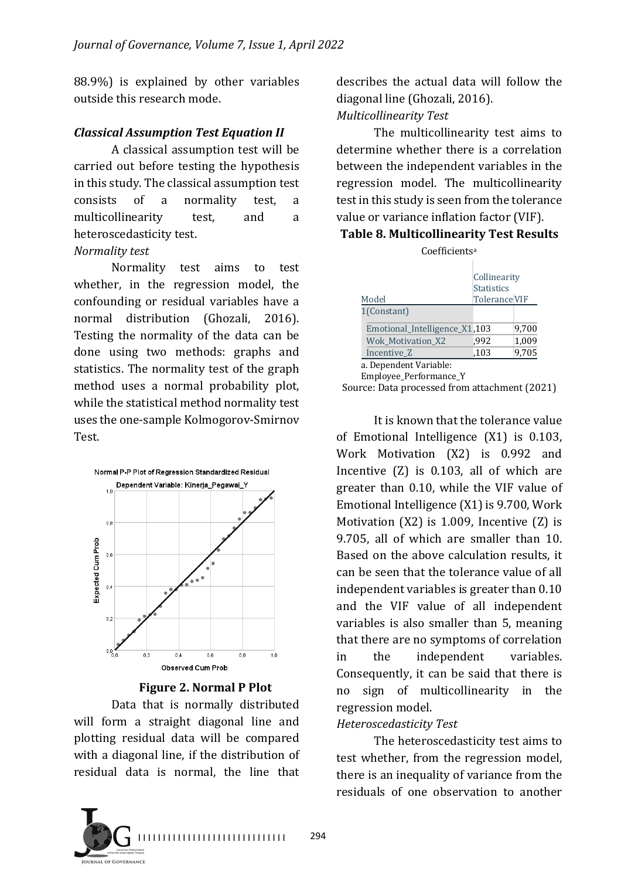88.9%) is explained by other variables outside this research mode.

### *Classical Assumption Test Equation II*

A classical assumption test will be carried out before testing the hypothesis in this study. The classical assumption test consists of a normality test, a multicollinearity test, and a heteroscedasticity test.

*Normality test*

Normality test aims to test whether, in the regression model, the confounding or residual variables have a normal distribution (Ghozali, 2016). Testing the normality of the data can be done using two methods: graphs and statistics. The normality test of the graph method uses a normal probability plot, while the statistical method normality test uses the one-sample Kolmogorov-Smirnov Test.

**Figure 2. Normal P Plot**

Data that is normally distributed will form a straight diagonal line and plotting residual data will be compared with a diagonal line, if the distribution of residual data is normal, the line that describes the actual data will follow the diagonal line (Ghozali, 2016).

*Multicollinearity Test*

The multicollinearity test aims to determine whether there is a correlation between the independent variables in the regression model. The multicollinearity test in this study is seen from the tolerance value or variance inflation factor (VIF).

**Table 8. Multicollinearity Test Results**

Coefficients[a]

| Model | Collinearity Statistics | |
|---|---|---|
| | Tolerance | VIF |
| 1 (Constant) | | |
| Emotional_Intelligence_X1 | ,103 | 9,700 |
| Wok_Motivation_X2 | ,992 | 1,009 |
| Incentive_Z | ,103 | 9,705 |

a. Dependent Variable: Employee_Performance_Y

Source: Data processed from attachment (2021)

It is known that the tolerance value of Emotional Intelligence (X1) is 0.103, Work Motivation (X2) is 0.992 and Incentive (Z) is 0.103, all of which are greater than 0.10, while the VIF value of Emotional Intelligence (X1) is 9.700, Work Motivation (X2) is 1.009, Incentive (Z) is 9.705, all of which are smaller than 10. Based on the above calculation results, it can be seen that the tolerance value of all independent variables is greater than 0.10 and the VIF value of all independent variables is also smaller than 5, meaning that there are no symptoms of correlation in the independent variables. Consequently, it can be said that there is no sign of multicollinearity in the regression model.

*Heteroscedasticity Test*

The heteroscedasticity test aims to test whether, from the regression model, there is an inequality of variance from the residuals of one observation to another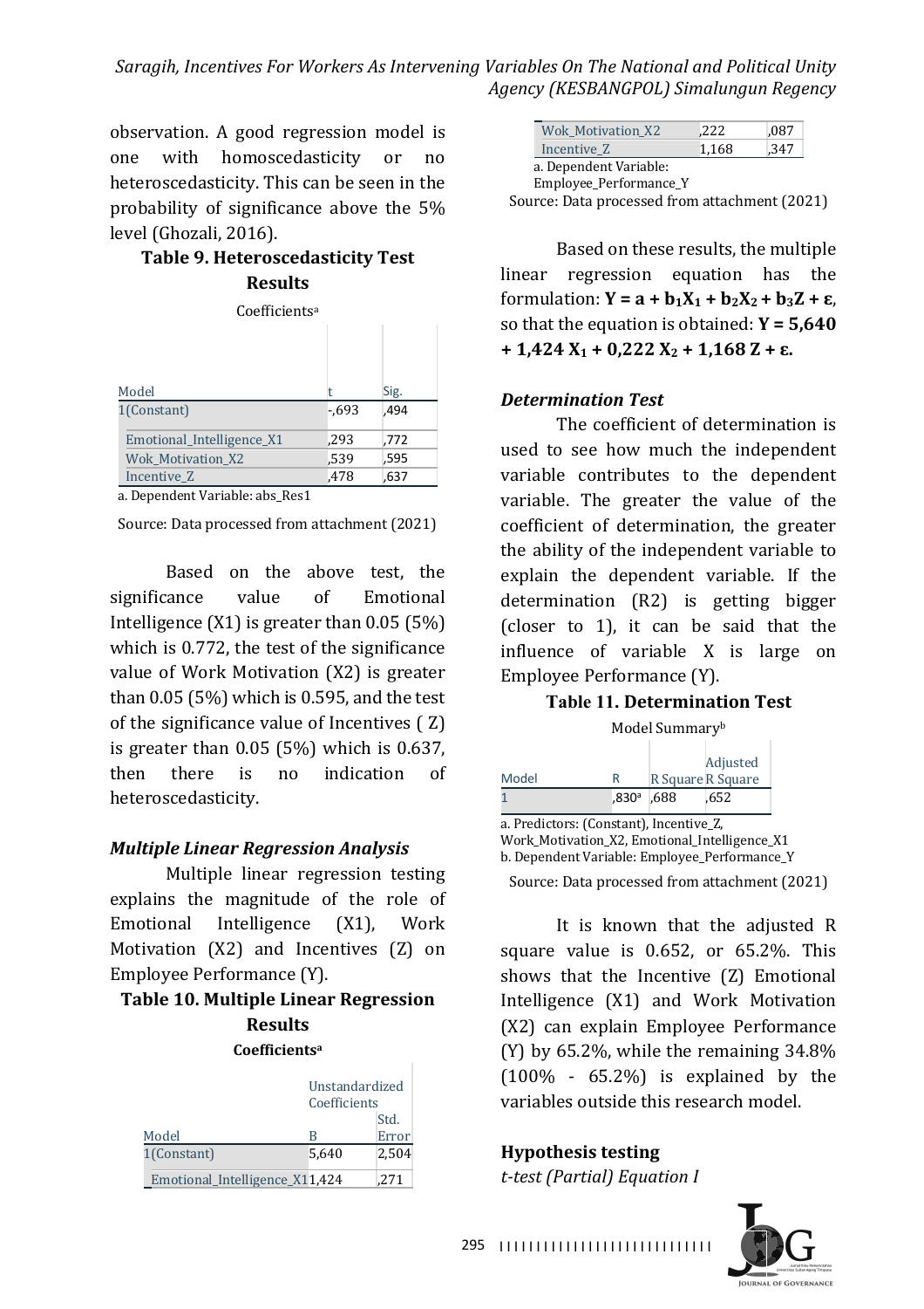observation. A good regression model is one with homoscedasticity or no heteroscedasticity. This can be seen in the probability of significance above the 5% level (Ghozali, 2016).

**Table 9. Heteroscedasticity Test Results**

Coefficients[a]

| Model | t | Sig. |
|---|---|---|
| 1(Constant) | -,693 | ,494 |
| Emotional_Intelligence_X1 | ,293 | ,772 |
| Wok_Motivation_X2 | ,539 | ,595 |
| Incentive_Z | ,478 | ,637 |

a. Dependent Variable: abs_Res1

Source: Data processed from attachment (2021)

Based on the above test, the significance value of Emotional Intelligence (X1) is greater than 0.05 (5%) which is 0.772, the test of the significance value of Work Motivation (X2) is greater than 0.05 (5%) which is 0.595, and the test of the significance value of Incentives ( Z) is greater than 0.05 (5%) which is 0.637, then there is no indication of heteroscedasticity.

### *Multiple Linear Regression Analysis*

Multiple linear regression testing explains the magnitude of the role of Emotional Intelligence (X1), Work Motivation (X2) and Incentives (Z) on Employee Performance (Y).

**Table 10. Multiple Linear Regression Results**

**Coefficients[a]**

| Model | Unstandardized Coefficients | |
|---|---|---|
| | B | Std. Error |
| 1(Constant) | 5,640 | 2,504 |
| Emotional_Intelligence_X1 | 1,424 | ,271 |
| Wok_Motivation_X2 | ,222 | ,087 |
| Incentive_Z | 1,168 | ,347 |

a. Dependent Variable: Employee_Performance_Y

Source: Data processed from attachment (2021)

Based on these results, the multiple linear regression equation has the formulation: $\mathbf{Y = a + b_1X_1 + b_2X_2 + b_3Z + \varepsilon}$, so that the equation is obtained: $\mathbf{Y = 5{,}640 + 1{,}424\ X_1 + 0{,}222\ X_2 + 1{,}168\ Z + \varepsilon}$.

### *Determination Test*

The coefficient of determination is used to see how much the independent variable contributes to the dependent variable. The greater the value of the coefficient of determination, the greater the ability of the independent variable to explain the dependent variable. If the determination (R2) is getting bigger (closer to 1), it can be said that the influence of variable X is large on Employee Performance (Y).

**Table 11. Determination Test**

Model Summary[b]

| Model | R | R Square | Adjusted R Square |
|---|---|---|---|
| 1 | ,830[a] | ,688 | ,652 |

a. Predictors: (Constant), Incentive_Z, Work_Motivation_X2, Emotional_Intelligence_X1
b. Dependent Variable: Employee_Performance_Y

Source: Data processed from attachment (2021)

It is known that the adjusted R square value is 0.652, or 65.2%. This shows that the Incentive (Z) Emotional Intelligence (X1) and Work Motivation (X2) can explain Employee Performance (Y) by 65.2%, while the remaining 34.8% (100% - 65.2%) is explained by the variables outside this research model.

### Hypothesis testing

*t-test (Partial) Equation I*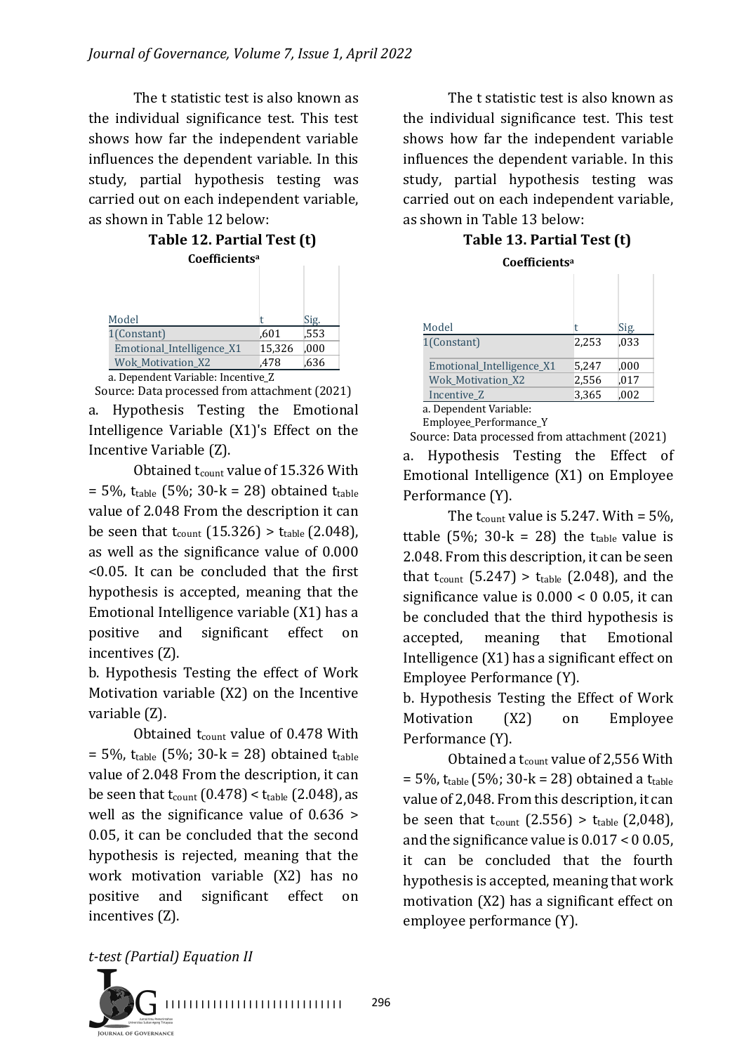The t statistic test is also known as the individual significance test. This test shows how far the independent variable influences the dependent variable. In this study, partial hypothesis testing was carried out on each independent variable, as shown in Table 12 below:

**Table 12. Partial Test (t)**

**Coefficients[a]**

| Model | t | Sig. |
|---|---|---|
| 1(Constant) | ,601 | ,553 |
| Emotional_Intelligence_X1 | 15,326 | ,000 |
| Wok_Motivation_X2 | ,478 | ,636 |

a. Dependent Variable: Incentive_Z

Source: Data processed from attachment (2021)

a. Hypothesis Testing the Emotional Intelligence Variable (X1)'s Effect on the Incentive Variable (Z).

Obtained $t_{count}$ value of 15.326 With = 5%, $t_{table}$ (5%; 30-k = 28) obtained $t_{table}$ value of 2.048 From the description it can be seen that $t_{count}$ (15.326) > $t_{table}$ (2.048), as well as the significance value of 0.000 <0.05. It can be concluded that the first hypothesis is accepted, meaning that the Emotional Intelligence variable (X1) has a positive and significant effect on incentives (Z).

b. Hypothesis Testing the effect of Work Motivation variable (X2) on the Incentive variable (Z).

Obtained $t_{count}$ value of 0.478 With = 5%, $t_{table}$ (5%; 30-k = 28) obtained $t_{table}$ value of 2.048 From the description, it can be seen that $t_{count}$ (0.478) < $t_{table}$ (2.048), as well as the significance value of 0.636 > 0.05, it can be concluded that the second hypothesis is rejected, meaning that the work motivation variable (X2) has no positive and significant effect on incentives (Z).

*t-test (Partial) Equation II*

The t statistic test is also known as the individual significance test. This test shows how far the independent variable influences the dependent variable. In this study, partial hypothesis testing was carried out on each independent variable, as shown in Table 13 below:

**Table 13. Partial Test (t)**

**Coefficients[a]**

| Model | t | Sig. |
|---|---|---|
| 1(Constant) | 2,253 | ,033 |
| Emotional_Intelligence_X1 | 5,247 | ,000 |
| Wok_Motivation_X2 | 2,556 | ,017 |
| Incentive_Z | 3,365 | ,002 |

a. Dependent Variable: Employee_Performance_Y

Source: Data processed from attachment (2021)

a. Hypothesis Testing the Effect of Emotional Intelligence (X1) on Employee Performance (Y).

The $t_{count}$ value is 5.247. With = 5%, ttable (5%; 30-k = 28) the $t_{table}$ value is 2.048. From this description, it can be seen that $t_{count}$ (5.247) > $t_{table}$ (2.048), and the significance value is 0.000 < 0 0.05, it can be concluded that the third hypothesis is accepted, meaning that Emotional Intelligence (X1) has a significant effect on Employee Performance (Y).

b. Hypothesis Testing the Effect of Work Motivation (X2) on Employee Performance (Y).

Obtained a $t_{count}$ value of 2,556 With = 5%, $t_{table}$ (5%; 30-k = 28) obtained a $t_{table}$ value of 2,048. From this description, it can be seen that $t_{count}$ (2.556) > $t_{table}$ (2,048), and the significance value is 0.017 < 0 0.05, it can be concluded that the fourth hypothesis is accepted, meaning that work motivation (X2) has a significant effect on employee performance (Y).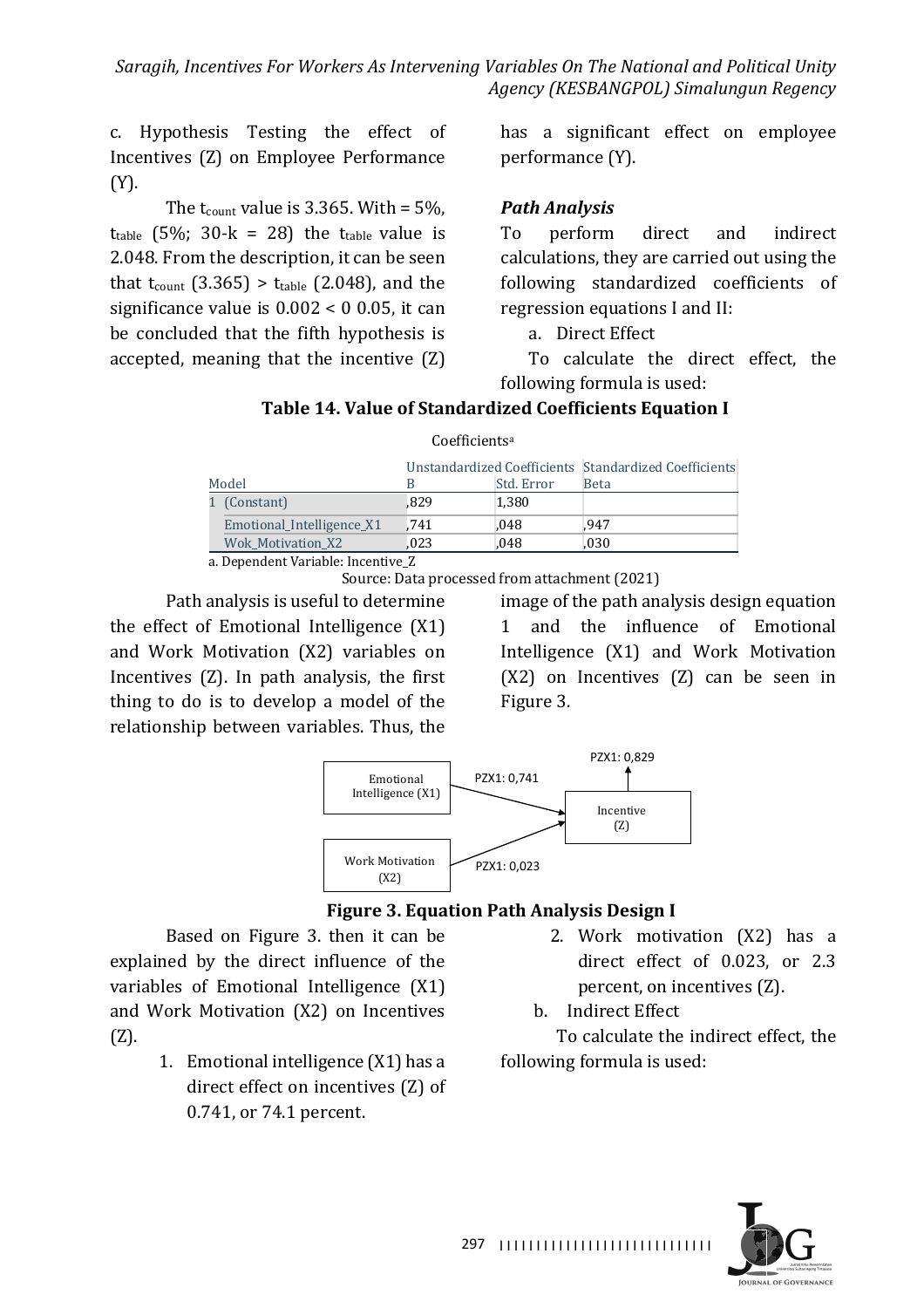c. Hypothesis Testing the effect of Incentives (Z) on Employee Performance (Y).

The $t_{count}$ value is 3.365. With = 5%, $t_{table}$ (5%; 30-k = 28) the $t_{table}$ value is 2.048. From the description, it can be seen that $t_{count}$ (3.365) > $t_{table}$ (2.048), and the significance value is 0.002 < 0 0.05, it can be concluded that the fifth hypothesis is accepted, meaning that the incentive (Z) has a significant effect on employee performance (Y).

### *Path Analysis*

To perform direct and indirect calculations, they are carried out using the following standardized coefficients of regression equations I and II:

a. Direct Effect

To calculate the direct effect, the following formula is used:

**Table 14. Value of Standardized Coefficients Equation I**

Coefficients[a]

| Model | Unstandardized Coefficients | | Standardized Coefficients |
|---|---|---|---|
| | B | Std. Error | Beta |
| 1 (Constant) | ,829 | 1,380 | |
| Emotional_Intelligence_X1 | ,741 | ,048 | ,947 |
| Wok_Motivation_X2 | ,023 | ,048 | ,030 |

a. Dependent Variable: Incentive_Z

Source: Data processed from attachment (2021)

Path analysis is useful to determine the effect of Emotional Intelligence (X1) and Work Motivation (X2) variables on Incentives (Z). In path analysis, the first thing to do is to develop a model of the relationship between variables. Thus, the image of the path analysis design equation 1 and the influence of Emotional Intelligence (X1) and Work Motivation (X2) on Incentives (Z) can be seen in Figure 3.

Emotional Intelligence (X1) — PZX1: 0,741 → Incentive (Z) ← PZX1: 0,023 — Work Motivation (X2); PZX1: 0,829

**Figure 3. Equation Path Analysis Design I**

Based on Figure 3. then it can be explained by the direct influence of the variables of Emotional Intelligence (X1) and Work Motivation (X2) on Incentives (Z).

1. Emotional intelligence (X1) has a direct effect on incentives (Z) of 0.741, or 74.1 percent.
2. Work motivation (X2) has a direct effect of 0.023, or 2.3 percent, on incentives (Z).

b. Indirect Effect

To calculate the indirect effect, the following formula is used: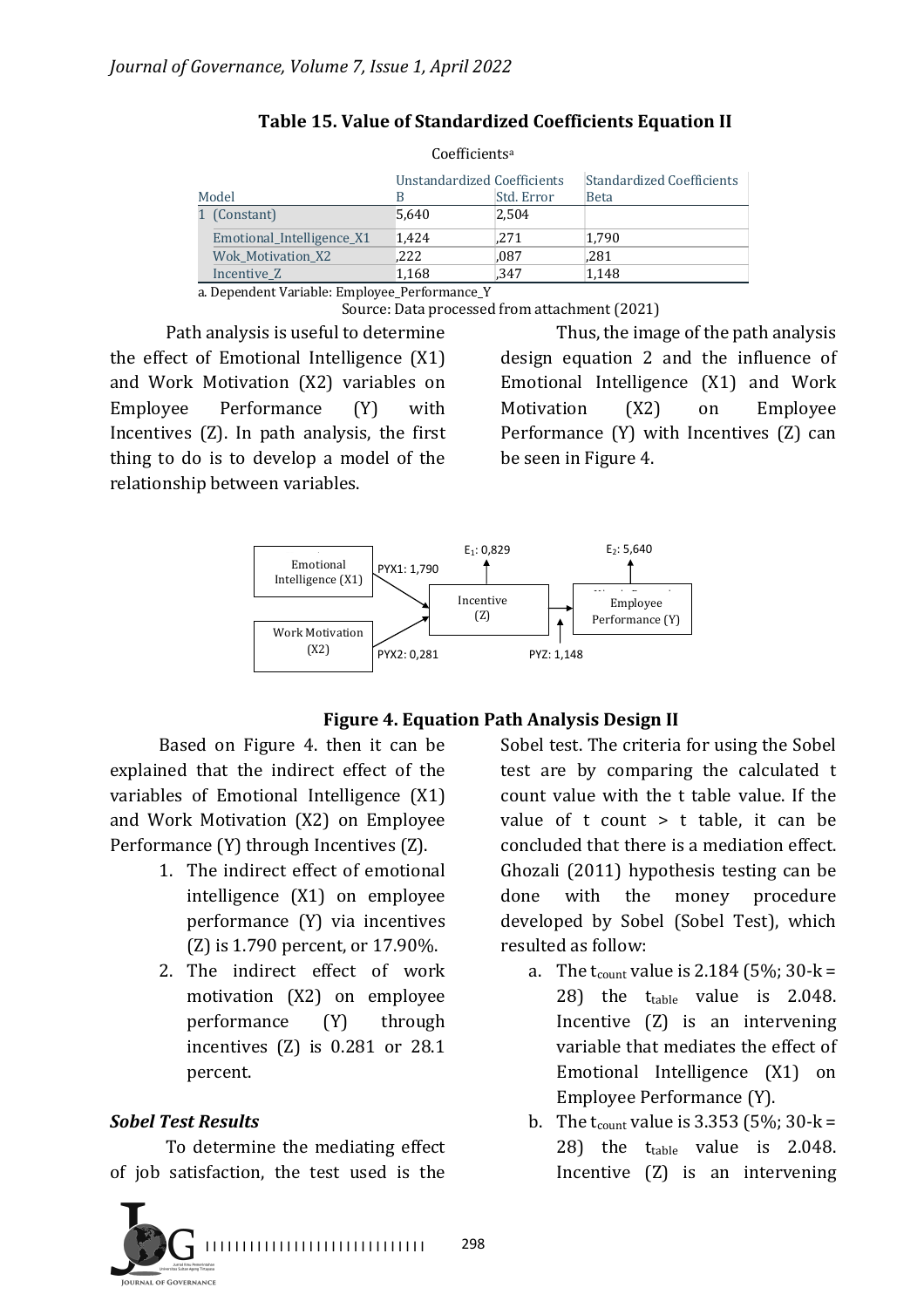**Table 15. Value of Standardized Coefficients Equation II**

Coefficients[a]

| Model | Unstandardized Coefficients | | Standardized Coefficients |
|---|---|---|---|
| | B | Std. Error | Beta |
| 1 (Constant) | 5,640 | 2,504 | |
| Emotional_Intelligence_X1 | 1,424 | ,271 | 1,790 |
| Wok_Motivation_X2 | ,222 | ,087 | ,281 |
| Incentive_Z | 1,168 | ,347 | 1,148 |

a. Dependent Variable: Employee_Performance_Y

Source: Data processed from attachment (2021)

Path analysis is useful to determine the effect of Emotional Intelligence (X1) and Work Motivation (X2) variables on Employee Performance (Y) with Incentives (Z). In path analysis, the first thing to do is to develop a model of the relationship between variables.

Thus, the image of the path analysis design equation 2 and the influence of Emotional Intelligence (X1) and Work Motivation (X2) on Employee Performance (Y) with Incentives (Z) can be seen in Figure 4.

Emotional Intelligence (X1) — PYX1: 1,790 → Incentive (Z); Work Motivation (X2) — PYX2: 0,281 → Incentive (Z); $E_1$: 0,829; Incentive (Z) → Employee Performance (Y) — PYZ: 1,148; $E_2$: 5,640

**Figure 4. Equation Path Analysis Design II**

Based on Figure 4. then it can be explained that the indirect effect of the variables of Emotional Intelligence (X1) and Work Motivation (X2) on Employee Performance (Y) through Incentives (Z).

1. The indirect effect of emotional intelligence (X1) on employee performance (Y) via incentives (Z) is 1.790 percent, or 17.90%.
2. The indirect effect of work motivation (X2) on employee performance (Y) through incentives (Z) is 0.281 or 28.1 percent.

### *Sobel Test Results*

To determine the mediating effect of job satisfaction, the test used is the Sobel test. The criteria for using the Sobel test are by comparing the calculated t count value with the t table value. If the value of t count > t table, it can be concluded that there is a mediation effect. Ghozali (2011) hypothesis testing can be done with the money procedure developed by Sobel (Sobel Test), which resulted as follow:

a. The $t_{count}$ value is 2.184 (5%; 30-k = 28) the $t_{table}$ value is 2.048. Incentive (Z) is an intervening variable that mediates the effect of Emotional Intelligence (X1) on Employee Performance (Y).
b. The $t_{count}$ value is 3.353 (5%; 30-k = 28) the $t_{table}$ value is 2.048. Incentive (Z) is an intervening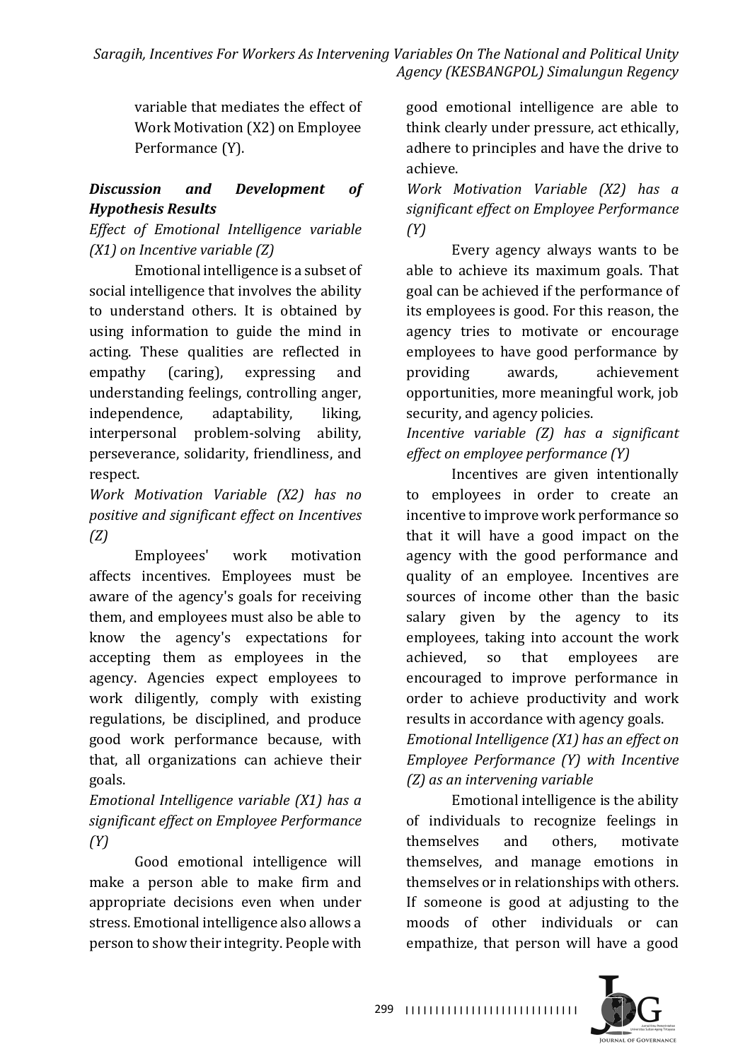variable that mediates the effect of Work Motivation (X2) on Employee Performance (Y).

***Discussion and Development of Hypothesis Results***

*Effect of Emotional Intelligence variable (X1) on Incentive variable (Z)*

Emotional intelligence is a subset of social intelligence that involves the ability to understand others. It is obtained by using information to guide the mind in acting. These qualities are reflected in empathy (caring), expressing and understanding feelings, controlling anger, independence, adaptability, liking, interpersonal problem-solving ability, perseverance, solidarity, friendliness, and respect.

*Work Motivation Variable (X2) has no positive and significant effect on Incentives (Z)*

Employees' work motivation affects incentives. Employees must be aware of the agency's goals for receiving them, and employees must also be able to know the agency's expectations for accepting them as employees in the agency. Agencies expect employees to work diligently, comply with existing regulations, be disciplined, and produce good work performance because, with that, all organizations can achieve their goals.

*Emotional Intelligence variable (X1) has a significant effect on Employee Performance (Y)*

Good emotional intelligence will make a person able to make firm and appropriate decisions even when under stress. Emotional intelligence also allows a person to show their integrity. People with good emotional intelligence are able to think clearly under pressure, act ethically, adhere to principles and have the drive to achieve.

*Work Motivation Variable (X2) has a significant effect on Employee Performance (Y)*

Every agency always wants to be able to achieve its maximum goals. That goal can be achieved if the performance of its employees is good. For this reason, the agency tries to motivate or encourage employees to have good performance by providing awards, achievement opportunities, more meaningful work, job security, and agency policies.

*Incentive variable (Z) has a significant effect on employee performance (Y)*

Incentives are given intentionally to employees in order to create an incentive to improve work performance so that it will have a good impact on the agency with the good performance and quality of an employee. Incentives are sources of income other than the basic salary given by the agency to its employees, taking into account the work achieved, so that employees are encouraged to improve performance in order to achieve productivity and work results in accordance with agency goals.

*Emotional Intelligence (X1) has an effect on Employee Performance (Y) with Incentive (Z) as an intervening variable*

Emotional intelligence is the ability of individuals to recognize feelings in themselves and others, motivate themselves, and manage emotions in themselves or in relationships with others. If someone is good at adjusting to the moods of other individuals or can empathize, that person will have a good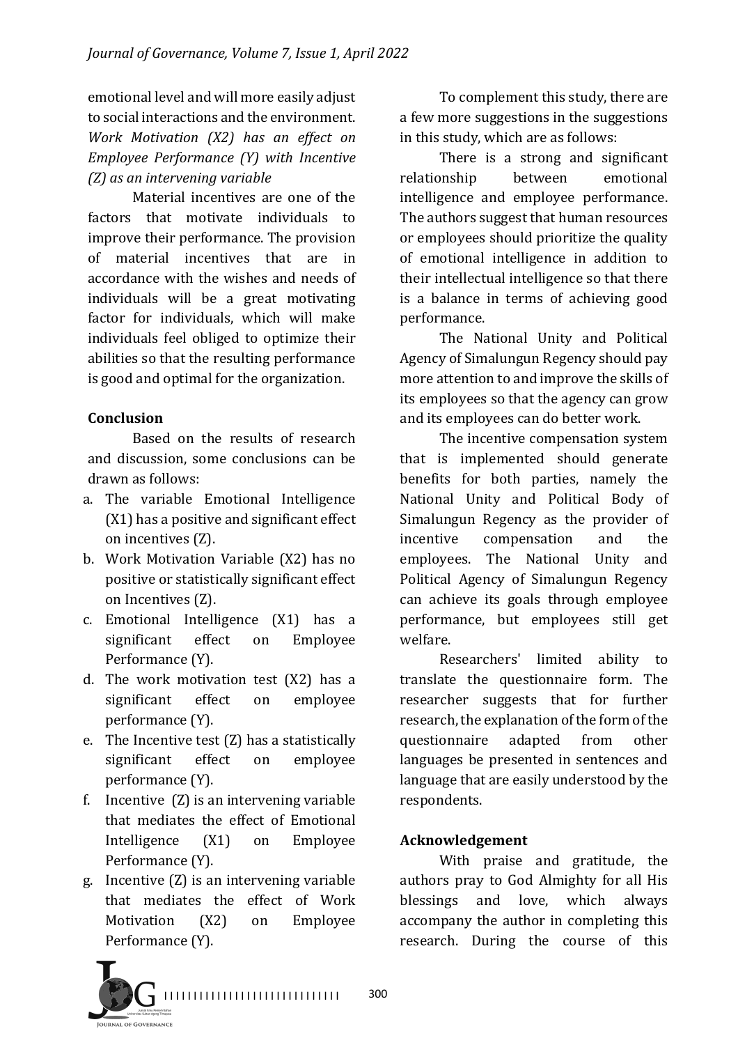emotional level and will more easily adjust to social interactions and the environment. *Work Motivation (X2) has an effect on Employee Performance (Y) with Incentive (Z) as an intervening variable*

Material incentives are one of the factors that motivate individuals to improve their performance. The provision of material incentives that are in accordance with the wishes and needs of individuals will be a great motivating factor for individuals, which will make individuals feel obliged to optimize their abilities so that the resulting performance is good and optimal for the organization.

## Conclusion

Based on the results of research and discussion, some conclusions can be drawn as follows:

a. The variable Emotional Intelligence (X1) has a positive and significant effect on incentives (Z).
b. Work Motivation Variable (X2) has no positive or statistically significant effect on Incentives (Z).
c. Emotional Intelligence (X1) has a significant effect on Employee Performance (Y).
d. The work motivation test (X2) has a significant effect on employee performance (Y).
e. The Incentive test (Z) has a statistically significant effect on employee performance (Y).
f. Incentive (Z) is an intervening variable that mediates the effect of Emotional Intelligence (X1) on Employee Performance (Y).
g. Incentive (Z) is an intervening variable that mediates the effect of Work Motivation (X2) on Employee Performance (Y).

To complement this study, there are a few more suggestions in the suggestions in this study, which are as follows:

There is a strong and significant relationship between emotional intelligence and employee performance. The authors suggest that human resources or employees should prioritize the quality of emotional intelligence in addition to their intellectual intelligence so that there is a balance in terms of achieving good performance.

The National Unity and Political Agency of Simalungun Regency should pay more attention to and improve the skills of its employees so that the agency can grow and its employees can do better work.

The incentive compensation system that is implemented should generate benefits for both parties, namely the National Unity and Political Body of Simalungun Regency as the provider of incentive compensation and the employees. The National Unity and Political Agency of Simalungun Regency can achieve its goals through employee performance, but employees still get welfare.

Researchers' limited ability to translate the questionnaire form. The researcher suggests that for further research, the explanation of the form of the questionnaire adapted from other languages be presented in sentences and language that are easily understood by the respondents.

## Acknowledgement

With praise and gratitude, the authors pray to God Almighty for all His blessings and love, which always accompany the author in completing this research. During the course of this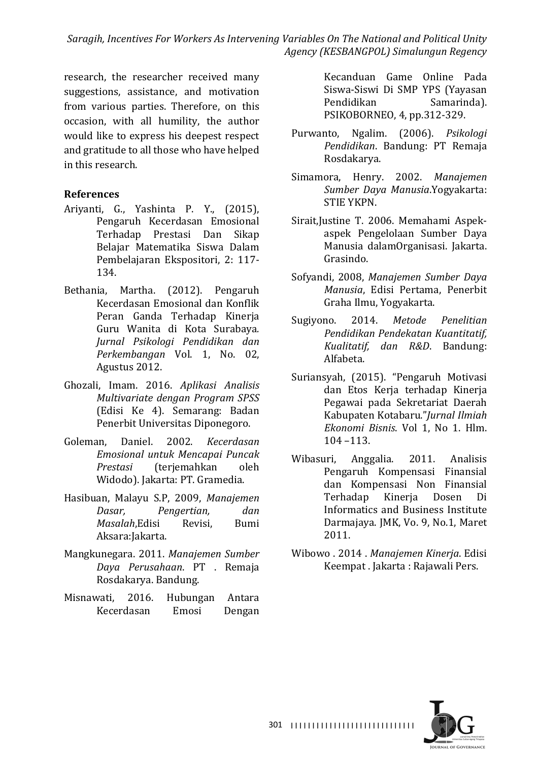research, the researcher received many suggestions, assistance, and motivation from various parties. Therefore, on this occasion, with all humility, the author would like to express his deepest respect and gratitude to all those who have helped in this research.

## References

Ariyanti, G., Yashinta P. Y., (2015), Pengaruh Kecerdasan Emosional Terhadap Prestasi Dan Sikap Belajar Matematika Siswa Dalam Pembelajaran Ekspositori, 2: 117-134.

Bethania, Martha. (2012). Pengaruh Kecerdasan Emosional dan Konflik Peran Ganda Terhadap Kinerja Guru Wanita di Kota Surabaya. *Jurnal Psikologi Pendidikan dan Perkembangan* Vol. 1, No. 02, Agustus 2012.

Ghozali, Imam. 2016. *Aplikasi Analisis Multivariate dengan Program SPSS* (Edisi Ke 4). Semarang: Badan Penerbit Universitas Diponegoro.

Goleman, Daniel. 2002. *Kecerdasan Emosional untuk Mencapai Puncak Prestasi* (terjemahkan oleh Widodo). Jakarta: PT. Gramedia.

Hasibuan, Malayu S.P, 2009, *Manajemen Dasar, Pengertian, dan Masalah*,Edisi Revisi, Bumi Aksara:Jakarta.

Mangkunegara. 2011. *Manajemen Sumber Daya Perusahaan*. PT . Remaja Rosdakarya. Bandung.

Misnawati, 2016. Hubungan Antara Kecerdasan Emosi Dengan Kecanduan Game Online Pada Siswa-Siswi Di SMP YPS (Yayasan Pendidikan Samarinda). PSIKOBORNEO, 4, pp.312-329.

Purwanto, Ngalim. (2006). *Psikologi Pendidikan*. Bandung: PT Remaja Rosdakarya.

Simamora, Henry. 2002. *Manajemen Sumber Daya Manusia*.Yogyakarta: STIE YKPN.

Sirait,Justine T. 2006. Memahami Aspek-aspek Pengelolaan Sumber Daya Manusia dalamOrganisasi. Jakarta. Grasindo.

Sofyandi, 2008, *Manajemen Sumber Daya Manusia*, Edisi Pertama, Penerbit Graha Ilmu, Yogyakarta.

Sugiyono. 2014. *Metode Penelitian Pendidikan Pendekatan Kuantitatif, Kualitatif, dan R&D*. Bandung: Alfabeta.

Suriansyah, (2015). "Pengaruh Motivasi dan Etos Kerja terhadap Kinerja Pegawai pada Sekretariat Daerah Kabupaten Kotabaru."*Jurnal Ilmiah Ekonomi Bisnis*. Vol 1, No 1. Hlm. 104 –113.

Wibasuri, Anggalia. 2011. Analisis Pengaruh Kompensasi Finansial dan Kompensasi Non Finansial Terhadap Kinerja Dosen Di Informatics and Business Institute Darmajaya. JMK, Vo. 9, No.1, Maret 2011.

Wibowo . 2014 . *Manajemen Kinerja*. Edisi Keempat . Jakarta : Rajawali Pers.